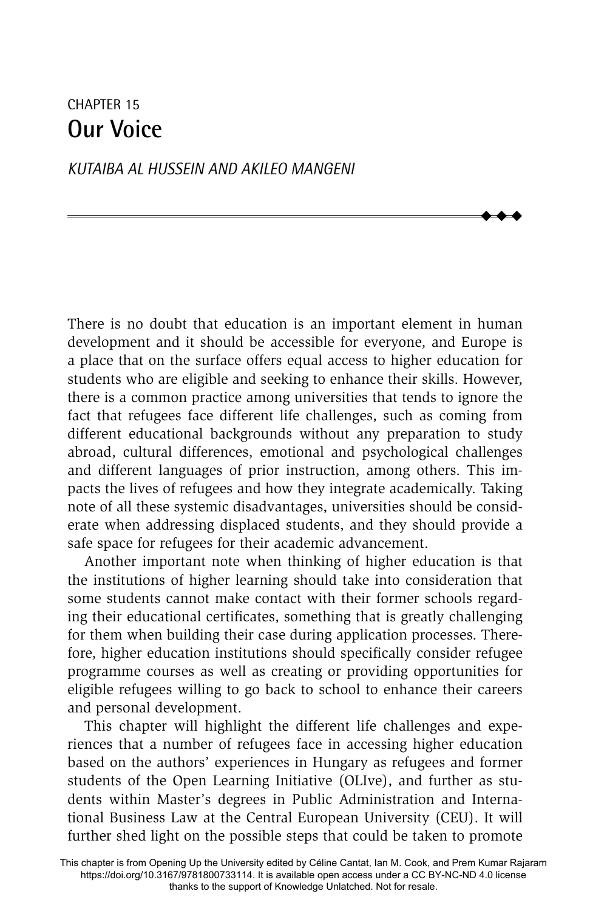CHAPTER 15

# Our Voice

*KUTAIBA AL HUSSEIN AND AKILEO MANGENI*

There is no doubt that education is an important element in human development and it should be accessible for everyone, and Europe is a place that on the surface offers equal access to higher education for students who are eligible and seeking to enhance their skills. However, there is a common practice among universities that tends to ignore the fact that refugees face different life challenges, such as coming from different educational backgrounds without any preparation to study abroad, cultural differences, emotional and psychological challenges and different languages of prior instruction, among others. This impacts the lives of refugees and how they integrate academically. Taking note of all these systemic disadvantages, universities should be considerate when addressing displaced students, and they should provide a safe space for refugees for their academic advancement.

Another important note when thinking of higher education is that the institutions of higher learning should take into consideration that some students cannot make contact with their former schools regarding their educational certificates, something that is greatly challenging for them when building their case during application processes. Therefore, higher education institutions should specifically consider refugee programme courses as well as creating or providing opportunities for eligible refugees willing to go back to school to enhance their careers and personal development.

This chapter will highlight the different life challenges and experiences that a number of refugees face in accessing higher education based on the authors' experiences in Hungary as refugees and former students of the Open Learning Initiative (OLIve), and further as students within Master's degrees in Public Administration and International Business Law at the Central European University (CEU). It will further shed light on the possible steps that could be taken to promote

This chapter is from Opening Up the University edited by Céline Cantat, Ian M. Cook, and Prem Kumar Rajaram https://doi.org/10.3167/9781800733114. It is available open access under a CC BY-NC-ND 4.0 license thanks to the support of Knowledge Unlatched. Not for resale.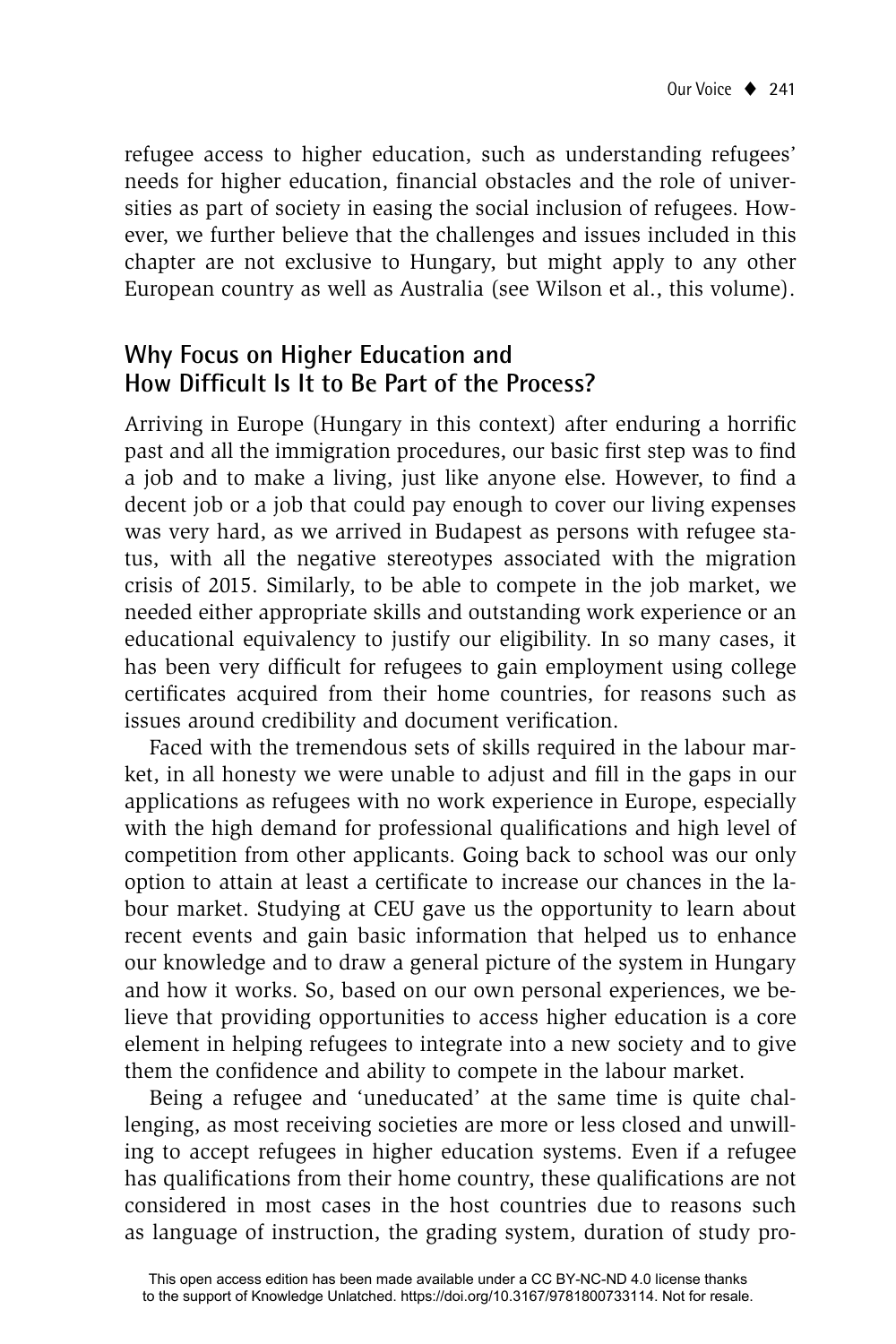refugee access to higher education, such as understanding refugees' needs for higher education, financial obstacles and the role of universities as part of society in easing the social inclusion of refugees. However, we further believe that the challenges and issues included in this chapter are not exclusive to Hungary, but might apply to any other European country as well as Australia (see Wilson et al., this volume).

## Why Focus on Higher Education and How Difficult Is It to Be Part of the Process?

Arriving in Europe (Hungary in this context) after enduring a horrific past and all the immigration procedures, our basic first step was to find a job and to make a living, just like anyone else. However, to find a decent job or a job that could pay enough to cover our living expenses was very hard, as we arrived in Budapest as persons with refugee status, with all the negative stereotypes associated with the migration crisis of 2015. Similarly, to be able to compete in the job market, we needed either appropriate skills and outstanding work experience or an educational equivalency to justify our eligibility. In so many cases, it has been very difficult for refugees to gain employment using college certificates acquired from their home countries, for reasons such as issues around credibility and document verification.

Faced with the tremendous sets of skills required in the labour market, in all honesty we were unable to adjust and fill in the gaps in our applications as refugees with no work experience in Europe, especially with the high demand for professional qualifications and high level of competition from other applicants. Going back to school was our only option to attain at least a certificate to increase our chances in the labour market. Studying at CEU gave us the opportunity to learn about recent events and gain basic information that helped us to enhance our knowledge and to draw a general picture of the system in Hungary and how it works. So, based on our own personal experiences, we believe that providing opportunities to access higher education is a core element in helping refugees to integrate into a new society and to give them the confidence and ability to compete in the labour market.

Being a refugee and 'uneducated' at the same time is quite challenging, as most receiving societies are more or less closed and unwilling to accept refugees in higher education systems. Even if a refugee has qualifications from their home country, these qualifications are not considered in most cases in the host countries due to reasons such as language of instruction, the grading system, duration of study pro-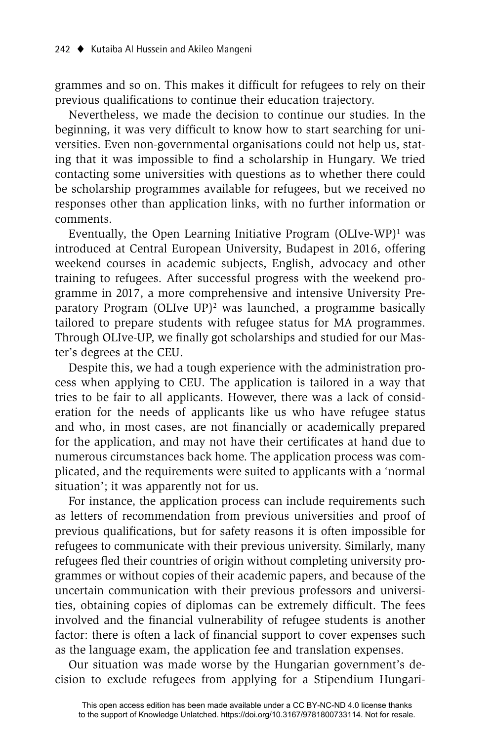grammes and so on. This makes it difficult for refugees to rely on their previous qualifications to continue their education trajectory.

Nevertheless, we made the decision to continue our studies. In the beginning, it was very difficult to know how to start searching for universities. Even non-governmental organisations could not help us, stating that it was impossible to find a scholarship in Hungary. We tried contacting some universities with questions as to whether there could be scholarship programmes available for refugees, but we received no responses other than application links, with no further information or comments.

Eventually, the Open Learning Initiative Program (OLIve-WP)[1] was introduced at Central European University, Budapest in 2016, offering weekend courses in academic subjects, English, advocacy and other training to refugees. After successful progress with the weekend programme in 2017, a more comprehensive and intensive University Preparatory Program (OLIve UP)[2] was launched, a programme basically tailored to prepare students with refugee status for MA programmes. Through OLIve-UP, we finally got scholarships and studied for our Master's degrees at the CEU.

Despite this, we had a tough experience with the administration process when applying to CEU. The application is tailored in a way that tries to be fair to all applicants. However, there was a lack of consideration for the needs of applicants like us who have refugee status and who, in most cases, are not financially or academically prepared for the application, and may not have their certificates at hand due to numerous circumstances back home. The application process was complicated, and the requirements were suited to applicants with a 'normal situation'; it was apparently not for us.

For instance, the application process can include requirements such as letters of recommendation from previous universities and proof of previous qualifications, but for safety reasons it is often impossible for refugees to communicate with their previous university. Similarly, many refugees fled their countries of origin without completing university programmes or without copies of their academic papers, and because of the uncertain communication with their previous professors and universities, obtaining copies of diplomas can be extremely difficult. The fees involved and the financial vulnerability of refugee students is another factor: there is often a lack of financial support to cover expenses such as the language exam, the application fee and translation expenses.

Our situation was made worse by the Hungarian government's decision to exclude refugees from applying for a Stipendium Hungari-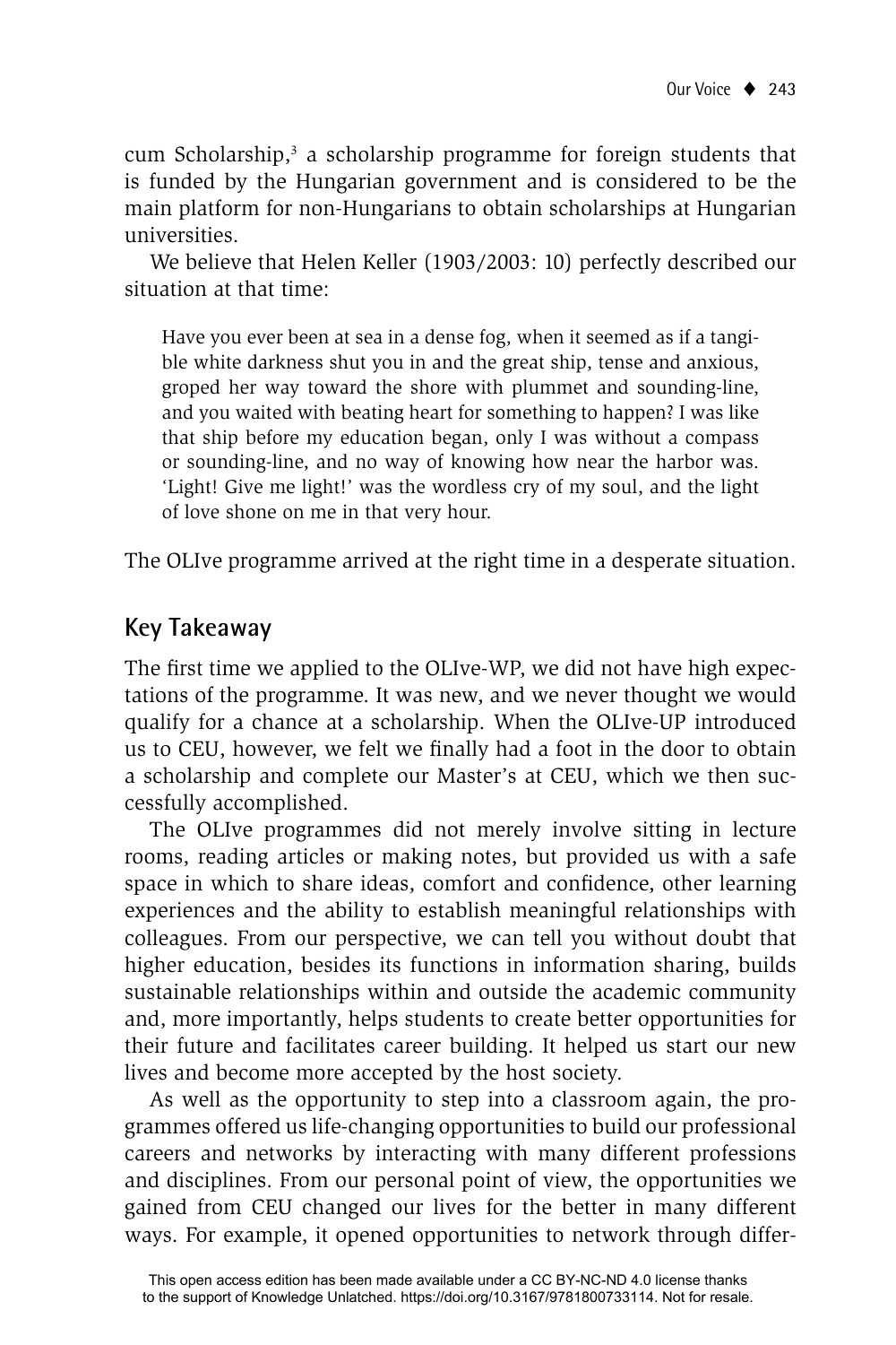cum Scholarship,[3] a scholarship programme for foreign students that is funded by the Hungarian government and is considered to be the main platform for non-Hungarians to obtain scholarships at Hungarian universities.

We believe that Helen Keller (1903/2003: 10) perfectly described our situation at that time:

> Have you ever been at sea in a dense fog, when it seemed as if a tangible white darkness shut you in and the great ship, tense and anxious, groped her way toward the shore with plummet and sounding-line, and you waited with beating heart for something to happen? I was like that ship before my education began, only I was without a compass or sounding-line, and no way of knowing how near the harbor was. 'Light! Give me light!' was the wordless cry of my soul, and the light of love shone on me in that very hour.

The OLIve programme arrived at the right time in a desperate situation.

## Key Takeaway

The first time we applied to the OLIve-WP, we did not have high expectations of the programme. It was new, and we never thought we would qualify for a chance at a scholarship. When the OLIve-UP introduced us to CEU, however, we felt we finally had a foot in the door to obtain a scholarship and complete our Master's at CEU, which we then successfully accomplished.

The OLIve programmes did not merely involve sitting in lecture rooms, reading articles or making notes, but provided us with a safe space in which to share ideas, comfort and confidence, other learning experiences and the ability to establish meaningful relationships with colleagues. From our perspective, we can tell you without doubt that higher education, besides its functions in information sharing, builds sustainable relationships within and outside the academic community and, more importantly, helps students to create better opportunities for their future and facilitates career building. It helped us start our new lives and become more accepted by the host society.

As well as the opportunity to step into a classroom again, the programmes offered us life-changing opportunities to build our professional careers and networks by interacting with many different professions and disciplines. From our personal point of view, the opportunities we gained from CEU changed our lives for the better in many different ways. For example, it opened opportunities to network through differ-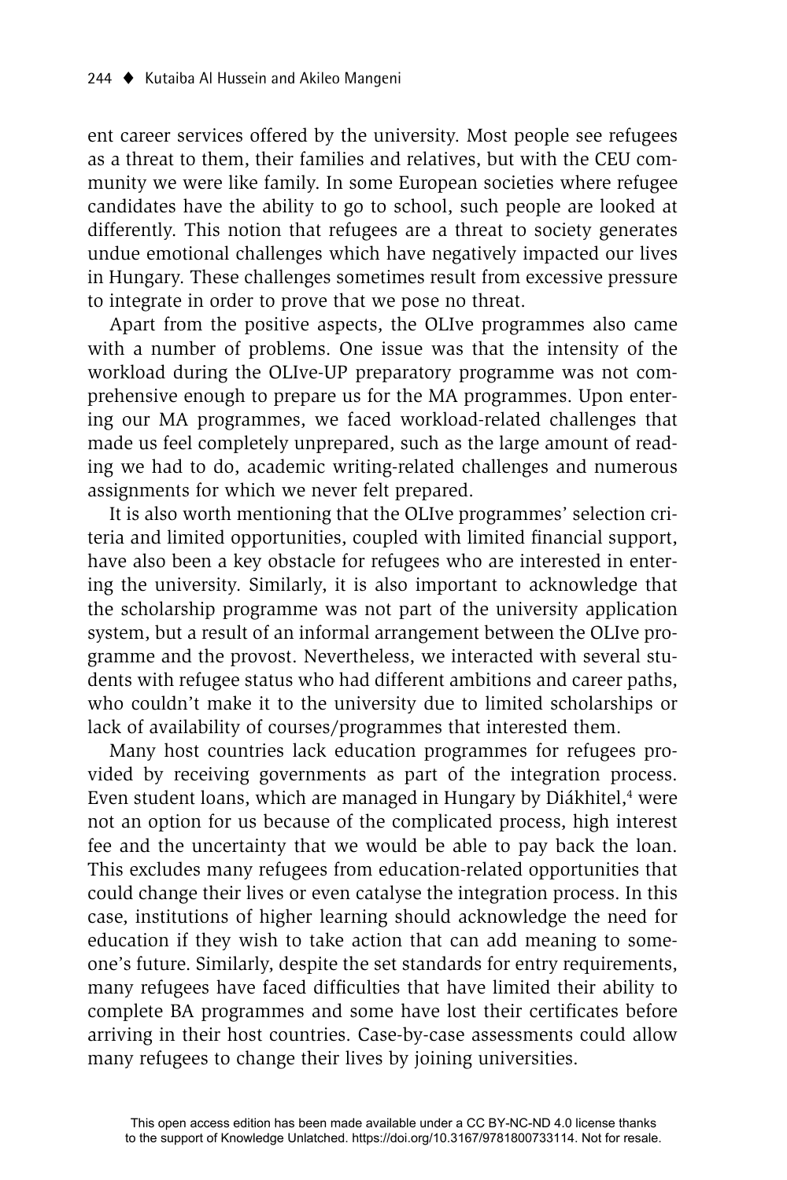ent career services offered by the university. Most people see refugees as a threat to them, their families and relatives, but with the CEU community we were like family. In some European societies where refugee candidates have the ability to go to school, such people are looked at differently. This notion that refugees are a threat to society generates undue emotional challenges which have negatively impacted our lives in Hungary. These challenges sometimes result from excessive pressure to integrate in order to prove that we pose no threat.

Apart from the positive aspects, the OLIve programmes also came with a number of problems. One issue was that the intensity of the workload during the OLIve-UP preparatory programme was not comprehensive enough to prepare us for the MA programmes. Upon entering our MA programmes, we faced workload-related challenges that made us feel completely unprepared, such as the large amount of reading we had to do, academic writing-related challenges and numerous assignments for which we never felt prepared.

It is also worth mentioning that the OLIve programmes' selection criteria and limited opportunities, coupled with limited financial support, have also been a key obstacle for refugees who are interested in entering the university. Similarly, it is also important to acknowledge that the scholarship programme was not part of the university application system, but a result of an informal arrangement between the OLIve programme and the provost. Nevertheless, we interacted with several students with refugee status who had different ambitions and career paths, who couldn't make it to the university due to limited scholarships or lack of availability of courses/programmes that interested them.

Many host countries lack education programmes for refugees provided by receiving governments as part of the integration process. Even student loans, which are managed in Hungary by Diákhitel,[4] were not an option for us because of the complicated process, high interest fee and the uncertainty that we would be able to pay back the loan. This excludes many refugees from education-related opportunities that could change their lives or even catalyse the integration process. In this case, institutions of higher learning should acknowledge the need for education if they wish to take action that can add meaning to someone's future. Similarly, despite the set standards for entry requirements, many refugees have faced difficulties that have limited their ability to complete BA programmes and some have lost their certificates before arriving in their host countries. Case-by-case assessments could allow many refugees to change their lives by joining universities.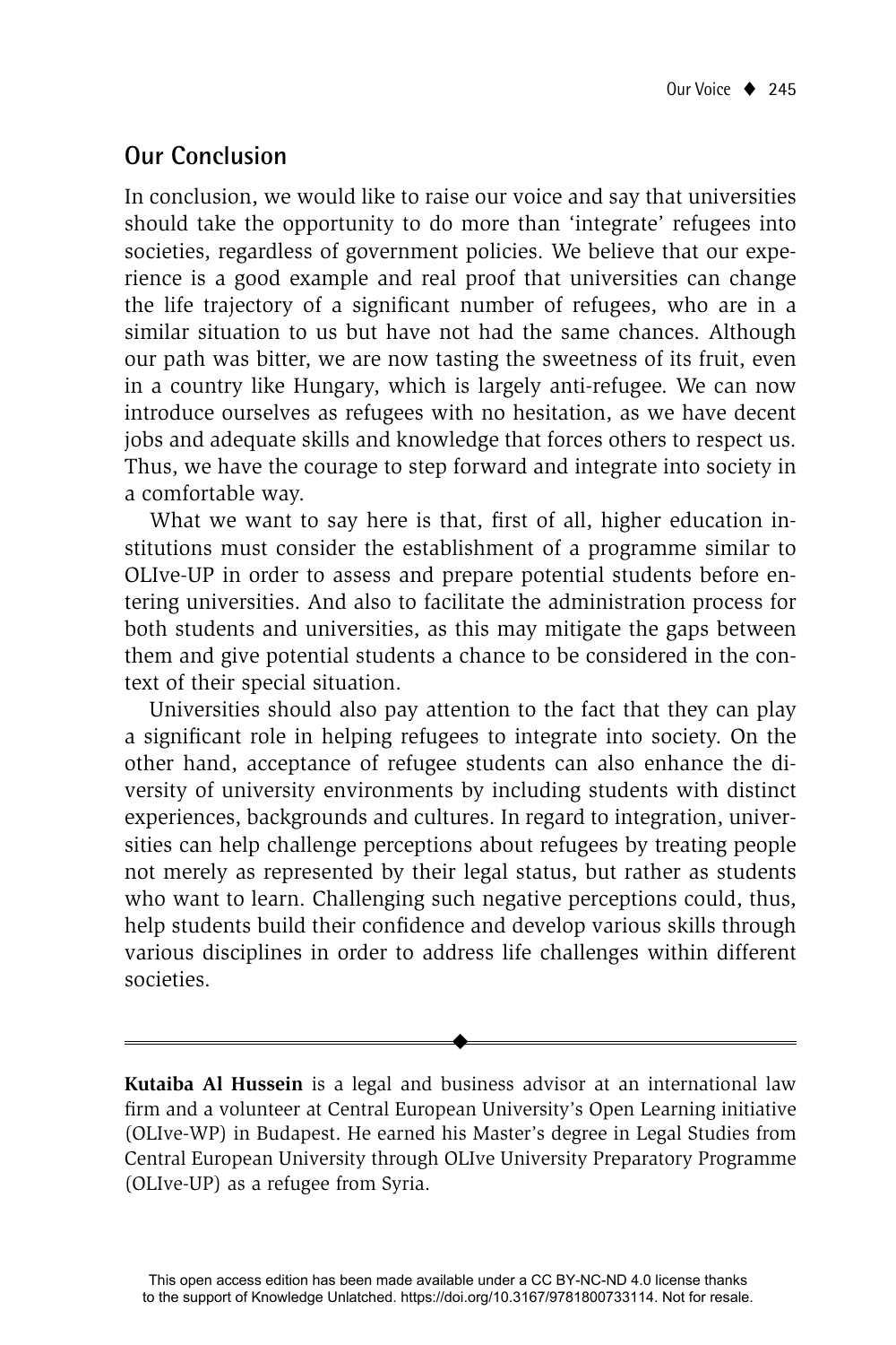## Our Conclusion

In conclusion, we would like to raise our voice and say that universities should take the opportunity to do more than 'integrate' refugees into societies, regardless of government policies. We believe that our experience is a good example and real proof that universities can change the life trajectory of a significant number of refugees, who are in a similar situation to us but have not had the same chances. Although our path was bitter, we are now tasting the sweetness of its fruit, even in a country like Hungary, which is largely anti-refugee. We can now introduce ourselves as refugees with no hesitation, as we have decent jobs and adequate skills and knowledge that forces others to respect us. Thus, we have the courage to step forward and integrate into society in a comfortable way.

What we want to say here is that, first of all, higher education institutions must consider the establishment of a programme similar to OLIve-UP in order to assess and prepare potential students before entering universities. And also to facilitate the administration process for both students and universities, as this may mitigate the gaps between them and give potential students a chance to be considered in the context of their special situation.

Universities should also pay attention to the fact that they can play a significant role in helping refugees to integrate into society. On the other hand, acceptance of refugee students can also enhance the diversity of university environments by including students with distinct experiences, backgrounds and cultures. In regard to integration, universities can help challenge perceptions about refugees by treating people not merely as represented by their legal status, but rather as students who want to learn. Challenging such negative perceptions could, thus, help students build their confidence and develop various skills through various disciplines in order to address life challenges within different societies.

---

**Kutaiba Al Hussein** is a legal and business advisor at an international law firm and a volunteer at Central European University's Open Learning initiative (OLIve-WP) in Budapest. He earned his Master's degree in Legal Studies from Central European University through OLIve University Preparatory Programme (OLIve-UP) as a refugee from Syria.

This open access edition has been made available under a CC BY-NC-ND 4.0 license thanks to the support of Knowledge Unlatched. https://doi.org/10.3167/9781800733114. Not for resale.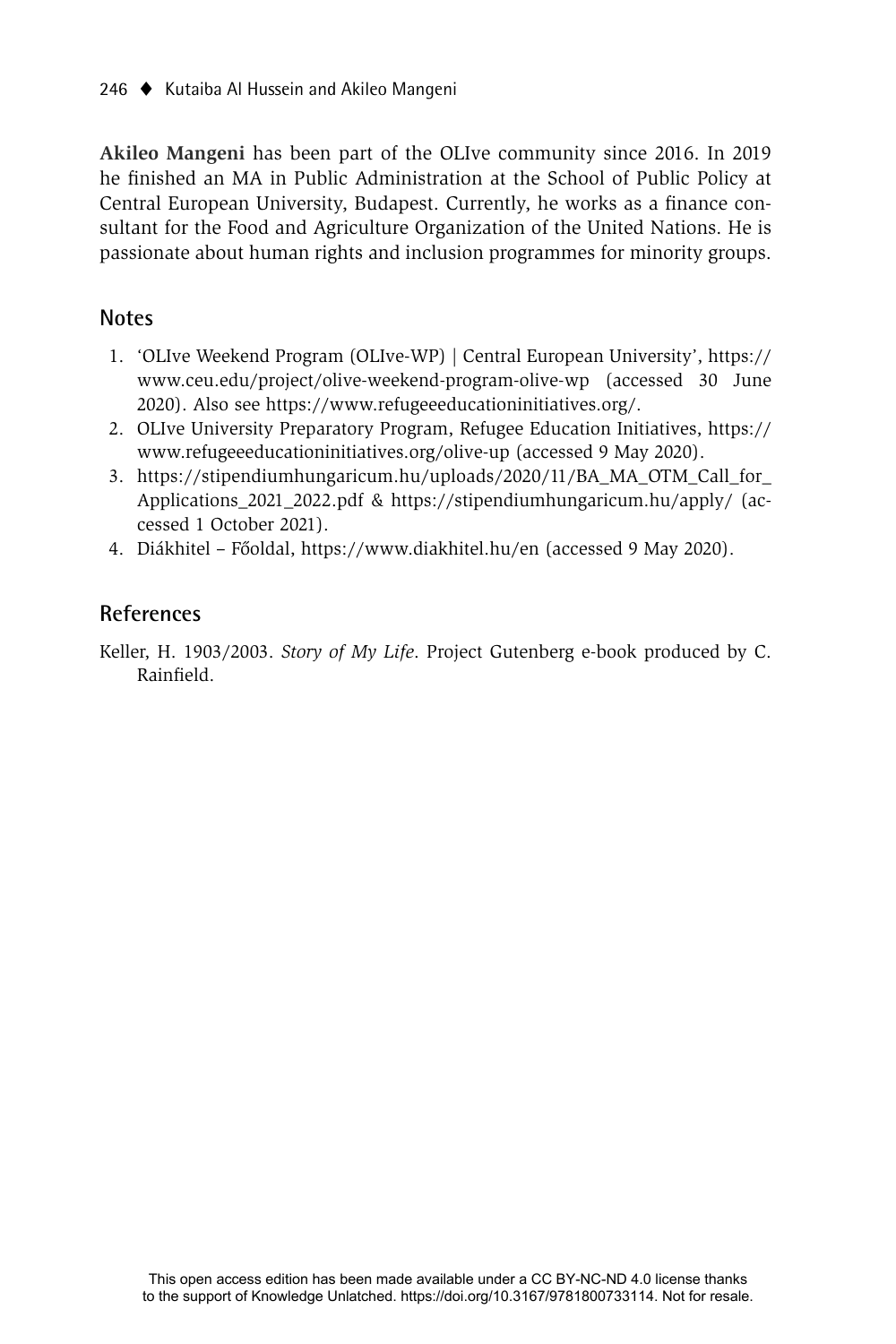**Akileo Mangeni** has been part of the OLIve community since 2016. In 2019 he finished an MA in Public Administration at the School of Public Policy at Central European University, Budapest. Currently, he works as a finance consultant for the Food and Agriculture Organization of the United Nations. He is passionate about human rights and inclusion programmes for minority groups.

## Notes

1. 'OLIve Weekend Program (OLIve-WP) | Central European University', https://www.ceu.edu/project/olive-weekend-program-olive-wp (accessed 30 June 2020). Also see https://www.refugeeeducationinitiatives.org/.
2. OLIve University Preparatory Program, Refugee Education Initiatives, https://www.refugeeeducationinitiatives.org/olive-up (accessed 9 May 2020).
3. https://stipendiumhungaricum.hu/uploads/2020/11/BA_MA_OTM_Call_for_Applications_2021_2022.pdf & https://stipendiumhungaricum.hu/apply/ (accessed 1 October 2021).
4. Diákhitel – Főoldal, https://www.diakhitel.hu/en (accessed 9 May 2020).

## References

Keller, H. 1903/2003. *Story of My Life*. Project Gutenberg e-book produced by C. Rainfield.

This open access edition has been made available under a CC BY-NC-ND 4.0 license thanks to the support of Knowledge Unlatched. https://doi.org/10.3167/9781800733114. Not for resale.